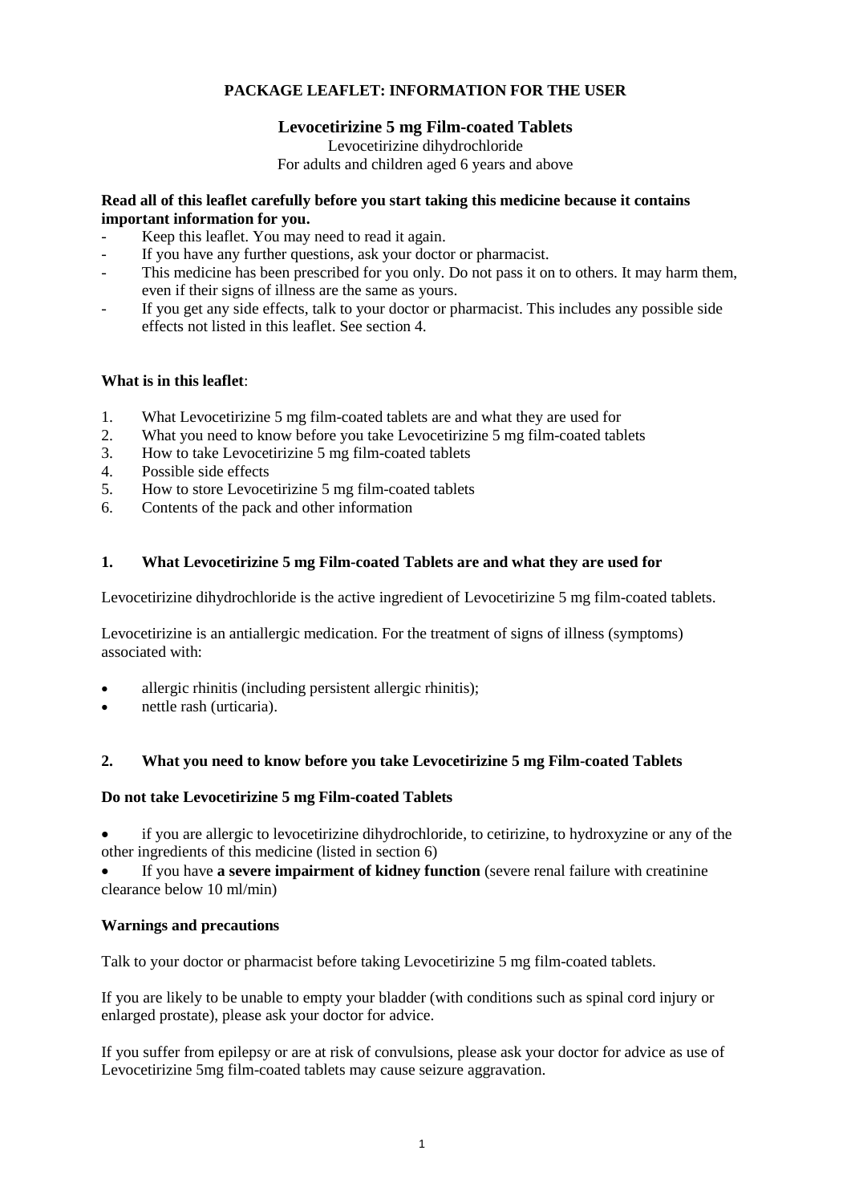**PACKAGE LEAFLET: INFORMATION FOR THE USER**

## Levocetirizine 5 mg Film-coated Tablets

Levocetirizine dihydrochloride
For adults and children aged 6 years and above

**Read all of this leaflet carefully before you start taking this medicine because it contains important information for you.**

- Keep this leaflet. You may need to read it again.
- If you have any further questions, ask your doctor or pharmacist.
- This medicine has been prescribed for you only. Do not pass it on to others. It may harm them, even if their signs of illness are the same as yours.
- If you get any side effects, talk to your doctor or pharmacist. This includes any possible side effects not listed in this leaflet. See section 4.

**What is in this leaflet**:

1. What Levocetirizine 5 mg film-coated tablets are and what they are used for
2. What you need to know before you take Levocetirizine 5 mg film-coated tablets
3. How to take Levocetirizine 5 mg film-coated tablets
4. Possible side effects
5. How to store Levocetirizine 5 mg film-coated tablets
6. Contents of the pack and other information

### 1. What Levocetirizine 5 mg Film-coated Tablets are and what they are used for

Levocetirizine dihydrochloride is the active ingredient of Levocetirizine 5 mg film-coated tablets.

Levocetirizine is an antiallergic medication. For the treatment of signs of illness (symptoms) associated with:

- allergic rhinitis (including persistent allergic rhinitis);
- nettle rash (urticaria).

### 2. What you need to know before you take Levocetirizine 5 mg Film-coated Tablets

**Do not take Levocetirizine 5 mg Film-coated Tablets**

- if you are allergic to levocetirizine dihydrochloride, to cetirizine, to hydroxyzine or any of the other ingredients of this medicine (listed in section 6)
- If you have **a severe impairment of kidney function** (severe renal failure with creatinine clearance below 10 ml/min)

**Warnings and precautions**

Talk to your doctor or pharmacist before taking Levocetirizine 5 mg film-coated tablets.

If you are likely to be unable to empty your bladder (with conditions such as spinal cord injury or enlarged prostate), please ask your doctor for advice.

If you suffer from epilepsy or are at risk of convulsions, please ask your doctor for advice as use of Levocetirizine 5mg film-coated tablets may cause seizure aggravation.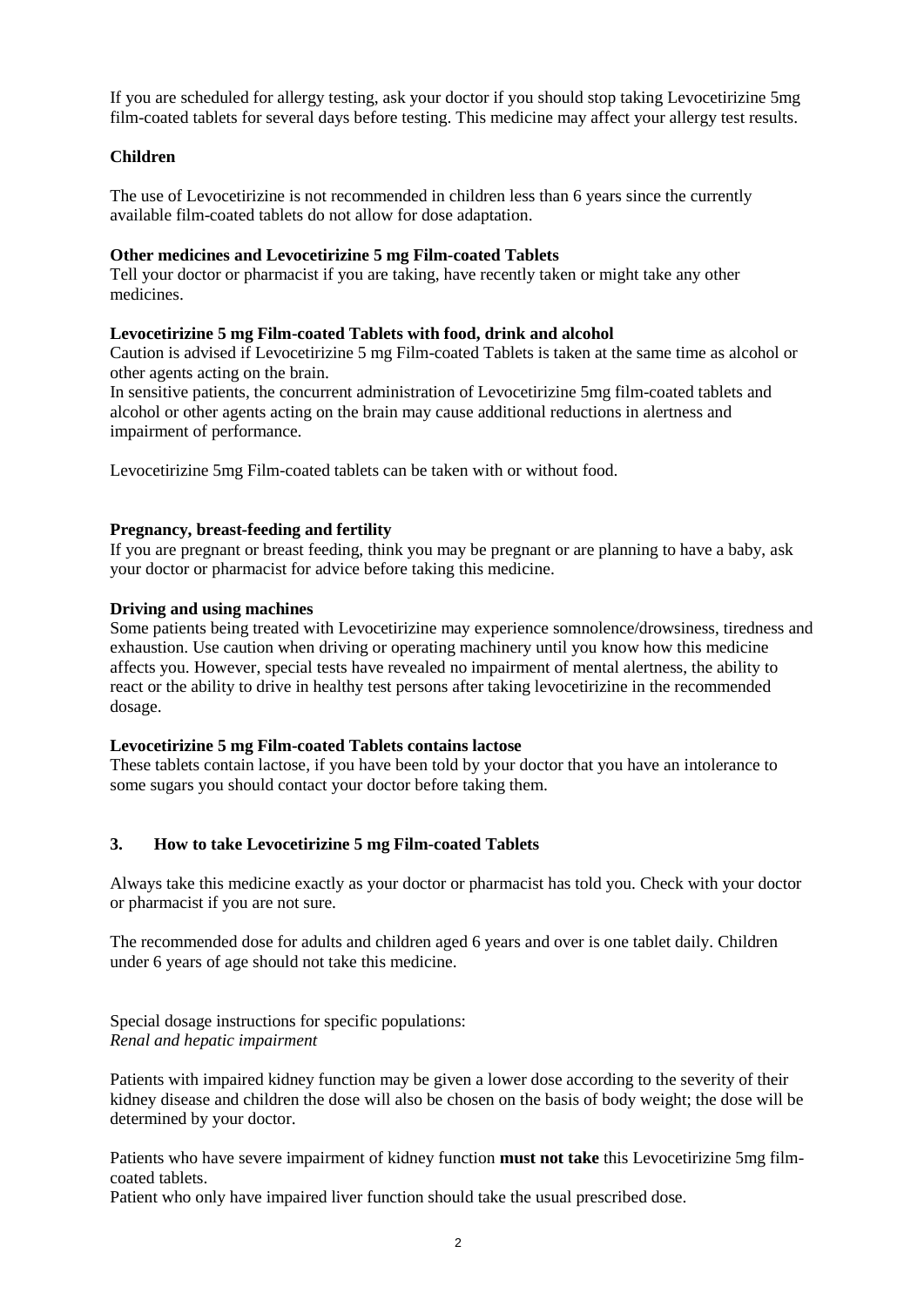If you are scheduled for allergy testing, ask your doctor if you should stop taking Levocetirizine 5mg film-coated tablets for several days before testing. This medicine may affect your allergy test results.

**Children**

The use of Levocetirizine is not recommended in children less than 6 years since the currently available film-coated tablets do not allow for dose adaptation.

**Other medicines and Levocetirizine 5 mg Film-coated Tablets**

Tell your doctor or pharmacist if you are taking, have recently taken or might take any other medicines.

**Levocetirizine 5 mg Film-coated Tablets with food, drink and alcohol**

Caution is advised if Levocetirizine 5 mg Film-coated Tablets is taken at the same time as alcohol or other agents acting on the brain.

In sensitive patients, the concurrent administration of Levocetirizine 5mg film-coated tablets and alcohol or other agents acting on the brain may cause additional reductions in alertness and impairment of performance.

Levocetirizine 5mg Film-coated tablets can be taken with or without food.

**Pregnancy, breast-feeding and fertility**

If you are pregnant or breast feeding, think you may be pregnant or are planning to have a baby, ask your doctor or pharmacist for advice before taking this medicine.

**Driving and using machines**

Some patients being treated with Levocetirizine may experience somnolence/drowsiness, tiredness and exhaustion. Use caution when driving or operating machinery until you know how this medicine affects you. However, special tests have revealed no impairment of mental alertness, the ability to react or the ability to drive in healthy test persons after taking levocetirizine in the recommended dosage.

**Levocetirizine 5 mg Film-coated Tablets contains lactose**

These tablets contain lactose, if you have been told by your doctor that you have an intolerance to some sugars you should contact your doctor before taking them.

## 3. How to take Levocetirizine 5 mg Film-coated Tablets

Always take this medicine exactly as your doctor or pharmacist has told you. Check with your doctor or pharmacist if you are not sure.

The recommended dose for adults and children aged 6 years and over is one tablet daily. Children under 6 years of age should not take this medicine.

Special dosage instructions for specific populations:
*Renal and hepatic impairment*

Patients with impaired kidney function may be given a lower dose according to the severity of their kidney disease and children the dose will also be chosen on the basis of body weight; the dose will be determined by your doctor.

Patients who have severe impairment of kidney function **must not take** this Levocetirizine 5mg film-coated tablets.

Patient who only have impaired liver function should take the usual prescribed dose.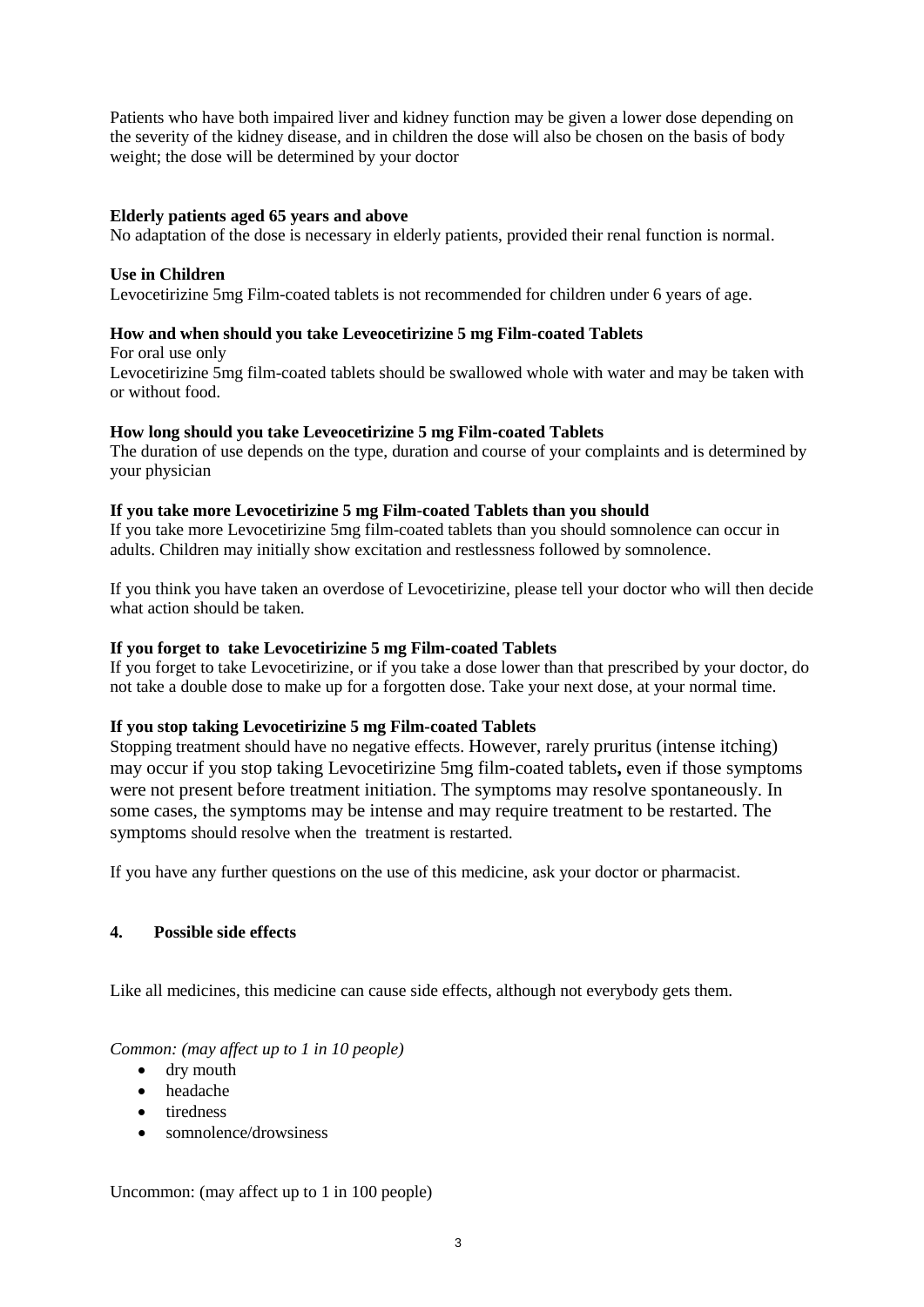Patients who have both impaired liver and kidney function may be given a lower dose depending on the severity of the kidney disease, and in children the dose will also be chosen on the basis of body weight; the dose will be determined by your doctor

**Elderly patients aged 65 years and above**
No adaptation of the dose is necessary in elderly patients, provided their renal function is normal.

**Use in Children**
Levocetirizine 5mg Film-coated tablets is not recommended for children under 6 years of age.

**How and when should you take Leveocetirizine 5 mg Film-coated Tablets**
For oral use only
Levocetirizine 5mg film-coated tablets should be swallowed whole with water and may be taken with or without food.

**How long should you take Leveocetirizine 5 mg Film-coated Tablets**
The duration of use depends on the type, duration and course of your complaints and is determined by your physician

**If you take more Levocetirizine 5 mg Film-coated Tablets than you should**
If you take more Levocetirizine 5mg film-coated tablets than you should somnolence can occur in adults. Children may initially show excitation and restlessness followed by somnolence.

If you think you have taken an overdose of Levocetirizine, please tell your doctor who will then decide what action should be taken.

**If you forget to take Levocetirizine 5 mg Film-coated Tablets**
If you forget to take Levocetirizine, or if you take a dose lower than that prescribed by your doctor, do not take a double dose to make up for a forgotten dose. Take your next dose, at your normal time.

**If you stop taking Levocetirizine 5 mg Film-coated Tablets**
Stopping treatment should have no negative effects. However, rarely pruritus (intense itching) may occur if you stop taking Levocetirizine 5mg film-coated tablets**,** even if those symptoms were not present before treatment initiation. The symptoms may resolve spontaneously. In some cases, the symptoms may be intense and may require treatment to be restarted. The symptoms should resolve when the treatment is restarted.

If you have any further questions on the use of this medicine, ask your doctor or pharmacist.

## 4. Possible side effects

Like all medicines, this medicine can cause side effects, although not everybody gets them.

*Common: (may affect up to 1 in 10 people)*

- dry mouth
- headache
- tiredness
- somnolence/drowsiness

Uncommon: (may affect up to 1 in 100 people)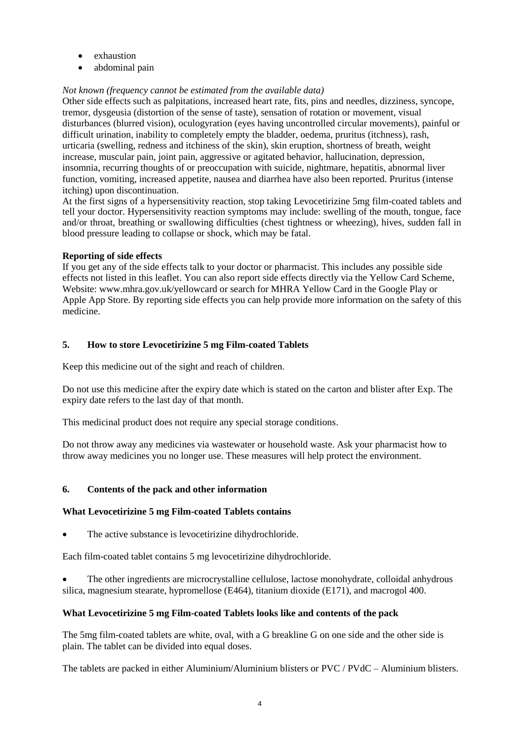- exhaustion
- abdominal pain

*Not known (frequency cannot be estimated from the available data)*

Other side effects such as palpitations, increased heart rate, fits, pins and needles, dizziness, syncope, tremor, dysgeusia (distortion of the sense of taste), sensation of rotation or movement, visual disturbances (blurred vision), oculogyration (eyes having uncontrolled circular movements), painful or difficult urination, inability to completely empty the bladder, oedema, pruritus (itchness), rash, urticaria (swelling, redness and itchiness of the skin), skin eruption, shortness of breath, weight increase, muscular pain, joint pain, aggressive or agitated behavior, hallucination, depression, insomnia, recurring thoughts of or preoccupation with suicide, nightmare, hepatitis, abnormal liver function, vomiting, increased appetite, nausea and diarrhea have also been reported. Pruritus (intense itching) upon discontinuation.

At the first signs of a hypersensitivity reaction, stop taking Levocetirizine 5mg film-coated tablets and tell your doctor. Hypersensitivity reaction symptoms may include: swelling of the mouth, tongue, face and/or throat, breathing or swallowing difficulties (chest tightness or wheezing), hives, sudden fall in blood pressure leading to collapse or shock, which may be fatal.

**Reporting of side effects**

If you get any of the side effects talk to your doctor or pharmacist. This includes any possible side effects not listed in this leaflet. You can also report side effects directly via the Yellow Card Scheme, Website: www.mhra.gov.uk/yellowcard or search for MHRA Yellow Card in the Google Play or Apple App Store. By reporting side effects you can help provide more information on the safety of this medicine.

## 5. How to store Levocetirizine 5 mg Film-coated Tablets

Keep this medicine out of the sight and reach of children.

Do not use this medicine after the expiry date which is stated on the carton and blister after Exp. The expiry date refers to the last day of that month.

This medicinal product does not require any special storage conditions.

Do not throw away any medicines via wastewater or household waste. Ask your pharmacist how to throw away medicines you no longer use. These measures will help protect the environment.

## 6. Contents of the pack and other information

**What Levocetirizine 5 mg Film-coated Tablets contains**

- The active substance is levocetirizine dihydrochloride.

Each film-coated tablet contains 5 mg levocetirizine dihydrochloride.

- The other ingredients are microcrystalline cellulose, lactose monohydrate, colloidal anhydrous silica, magnesium stearate, hypromellose (E464), titanium dioxide (E171), and macrogol 400.

**What Levocetirizine 5 mg Film-coated Tablets looks like and contents of the pack**

The 5mg film-coated tablets are white, oval, with a G breakline G on one side and the other side is plain. The tablet can be divided into equal doses.

The tablets are packed in either Aluminium/Aluminium blisters or PVC / PVdC – Aluminium blisters.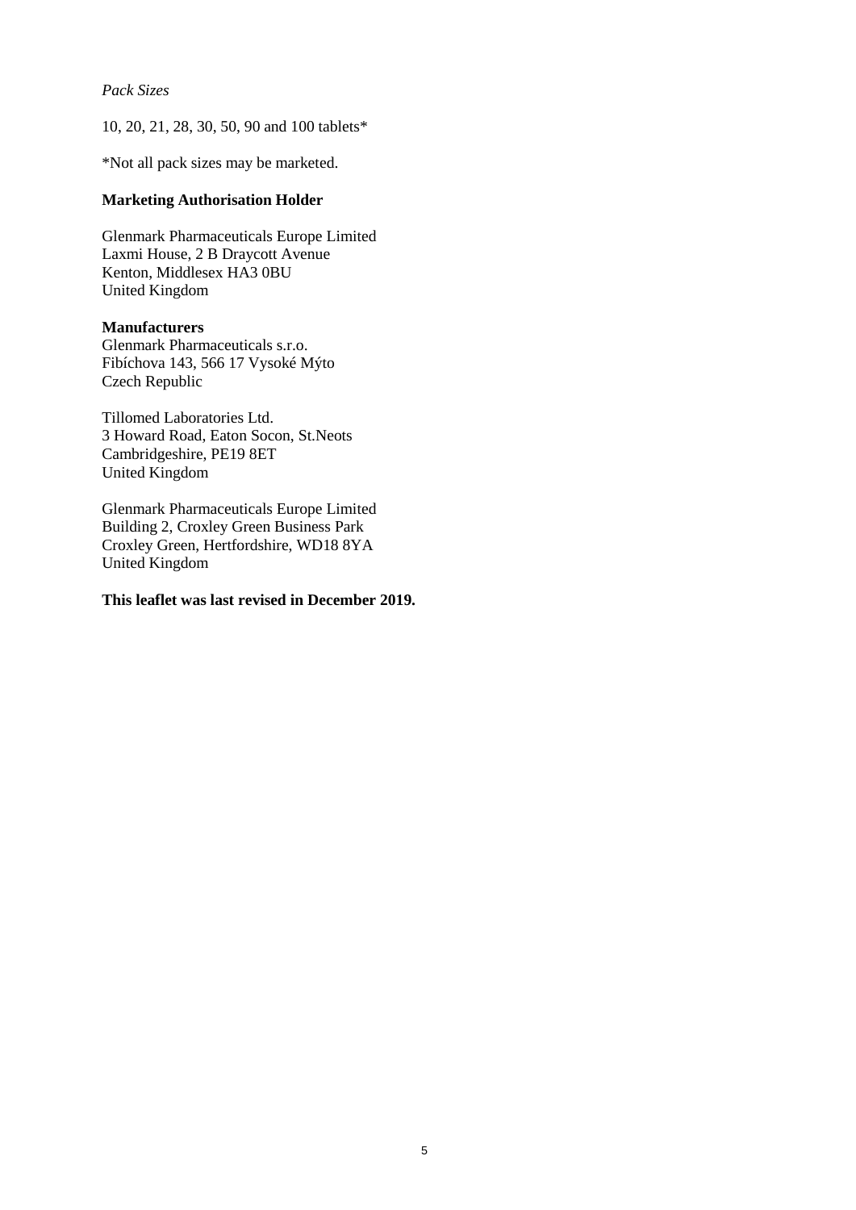*Pack Sizes*

10, 20, 21, 28, 30, 50, 90 and 100 tablets*

*Not all pack sizes may be marketed.

**Marketing Authorisation Holder**

Glenmark Pharmaceuticals Europe Limited
Laxmi House, 2 B Draycott Avenue
Kenton, Middlesex HA3 0BU
United Kingdom

**Manufacturers**

Glenmark Pharmaceuticals s.r.o.
Fibíchova 143, 566 17 Vysoké Mýto
Czech Republic

Tillomed Laboratories Ltd.
3 Howard Road, Eaton Socon, St.Neots
Cambridgeshire, PE19 8ET
United Kingdom

Glenmark Pharmaceuticals Europe Limited
Building 2, Croxley Green Business Park
Croxley Green, Hertfordshire, WD18 8YA
United Kingdom

**This leaflet was last revised in December 2019.**